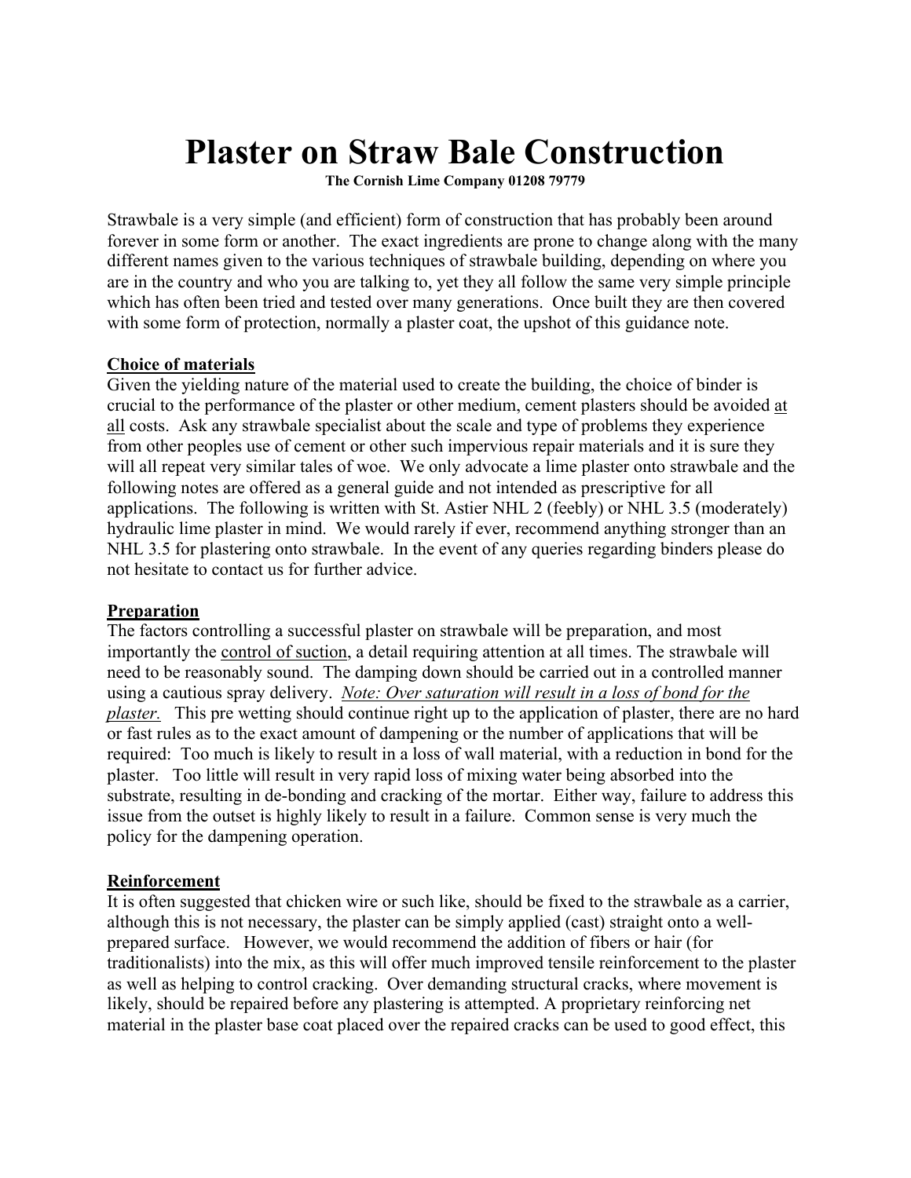# Plaster on Straw Bale Construction

**The Cornish Lime Company 01208 79779**

Strawbale is a very simple (and efficient) form of construction that has probably been around forever in some form or another. The exact ingredients are prone to change along with the many different names given to the various techniques of strawbale building, depending on where you are in the country and who you are talking to, yet they all follow the same very simple principle which has often been tried and tested over many generations. Once built they are then covered with some form of protection, normally a plaster coat, the upshot of this guidance note.

## Choice of materials

Given the yielding nature of the material used to create the building, the choice of binder is crucial to the performance of the plaster or other medium, cement plasters should be avoided <u>at all</u> costs. Ask any strawbale specialist about the scale and type of problems they experience from other peoples use of cement or other such impervious repair materials and it is sure they will all repeat very similar tales of woe. We only advocate a lime plaster onto strawbale and the following notes are offered as a general guide and not intended as prescriptive for all applications. The following is written with St. Astier NHL 2 (feebly) or NHL 3.5 (moderately) hydraulic lime plaster in mind. We would rarely if ever, recommend anything stronger than an NHL 3.5 for plastering onto strawbale. In the event of any queries regarding binders please do not hesitate to contact us for further advice.

## Preparation

The factors controlling a successful plaster on strawbale will be preparation, and most importantly the <u>control of suction</u>, a detail requiring attention at all times. The strawbale will need to be reasonably sound. The damping down should be carried out in a controlled manner using a cautious spray delivery. *<u>Note: Over saturation will result in a loss of bond for the plaster.</u>* This pre wetting should continue right up to the application of plaster, there are no hard or fast rules as to the exact amount of dampening or the number of applications that will be required: Too much is likely to result in a loss of wall material, with a reduction in bond for the plaster. Too little will result in very rapid loss of mixing water being absorbed into the substrate, resulting in de-bonding and cracking of the mortar. Either way, failure to address this issue from the outset is highly likely to result in a failure. Common sense is very much the policy for the dampening operation.

## Reinforcement

It is often suggested that chicken wire or such like, should be fixed to the strawbale as a carrier, although this is not necessary, the plaster can be simply applied (cast) straight onto a well-prepared surface. However, we would recommend the addition of fibers or hair (for traditionalists) into the mix, as this will offer much improved tensile reinforcement to the plaster as well as helping to control cracking. Over demanding structural cracks, where movement is likely, should be repaired before any plastering is attempted. A proprietary reinforcing net material in the plaster base coat placed over the repaired cracks can be used to good effect, this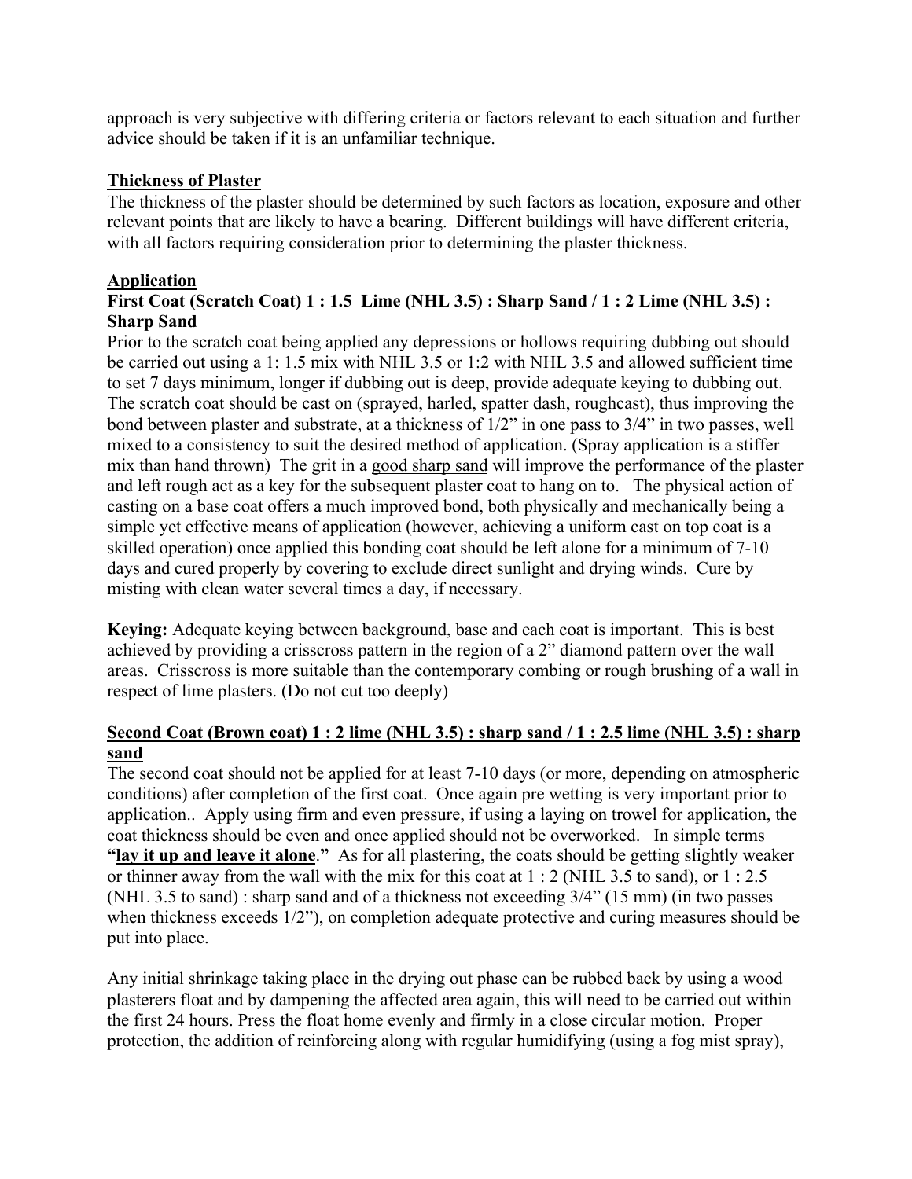approach is very subjective with differing criteria or factors relevant to each situation and further advice should be taken if it is an unfamiliar technique.

## Thickness of Plaster

The thickness of the plaster should be determined by such factors as location, exposure and other relevant points that are likely to have a bearing. Different buildings will have different criteria, with all factors requiring consideration prior to determining the plaster thickness.

## Application

### First Coat (Scratch Coat) 1 : 1.5 Lime (NHL 3.5) : Sharp Sand / 1 : 2 Lime (NHL 3.5) : Sharp Sand

Prior to the scratch coat being applied any depressions or hollows requiring dubbing out should be carried out using a 1: 1.5 mix with NHL 3.5 or 1:2 with NHL 3.5 and allowed sufficient time to set 7 days minimum, longer if dubbing out is deep, provide adequate keying to dubbing out. The scratch coat should be cast on (sprayed, harled, spatter dash, roughcast), thus improving the bond between plaster and substrate, at a thickness of 1/2" in one pass to 3/4" in two passes, well mixed to a consistency to suit the desired method of application. (Spray application is a stiffer mix than hand thrown) The grit in a good sharp sand will improve the performance of the plaster and left rough act as a key for the subsequent plaster coat to hang on to. The physical action of casting on a base coat offers a much improved bond, both physically and mechanically being a simple yet effective means of application (however, achieving a uniform cast on top coat is a skilled operation) once applied this bonding coat should be left alone for a minimum of 7-10 days and cured properly by covering to exclude direct sunlight and drying winds. Cure by misting with clean water several times a day, if necessary.

**Keying:** Adequate keying between background, base and each coat is important. This is best achieved by providing a crisscross pattern in the region of a 2" diamond pattern over the wall areas. Crisscross is more suitable than the contemporary combing or rough brushing of a wall in respect of lime plasters. (Do not cut too deeply)

### Second Coat (Brown coat) 1 : 2 lime (NHL 3.5) : sharp sand / 1 : 2.5 lime (NHL 3.5) : sharp sand

The second coat should not be applied for at least 7-10 days (or more, depending on atmospheric conditions) after completion of the first coat. Once again pre wetting is very important prior to application.. Apply using firm and even pressure, if using a laying on trowel for application, the coat thickness should be even and once applied should not be overworked. In simple terms **"lay it up and leave it alone."** As for all plastering, the coats should be getting slightly weaker or thinner away from the wall with the mix for this coat at 1 : 2 (NHL 3.5 to sand), or 1 : 2.5 (NHL 3.5 to sand) : sharp sand and of a thickness not exceeding 3/4" (15 mm) (in two passes when thickness exceeds 1/2"), on completion adequate protective and curing measures should be put into place.

Any initial shrinkage taking place in the drying out phase can be rubbed back by using a wood plasterers float and by dampening the affected area again, this will need to be carried out within the first 24 hours. Press the float home evenly and firmly in a close circular motion. Proper protection, the addition of reinforcing along with regular humidifying (using a fog mist spray),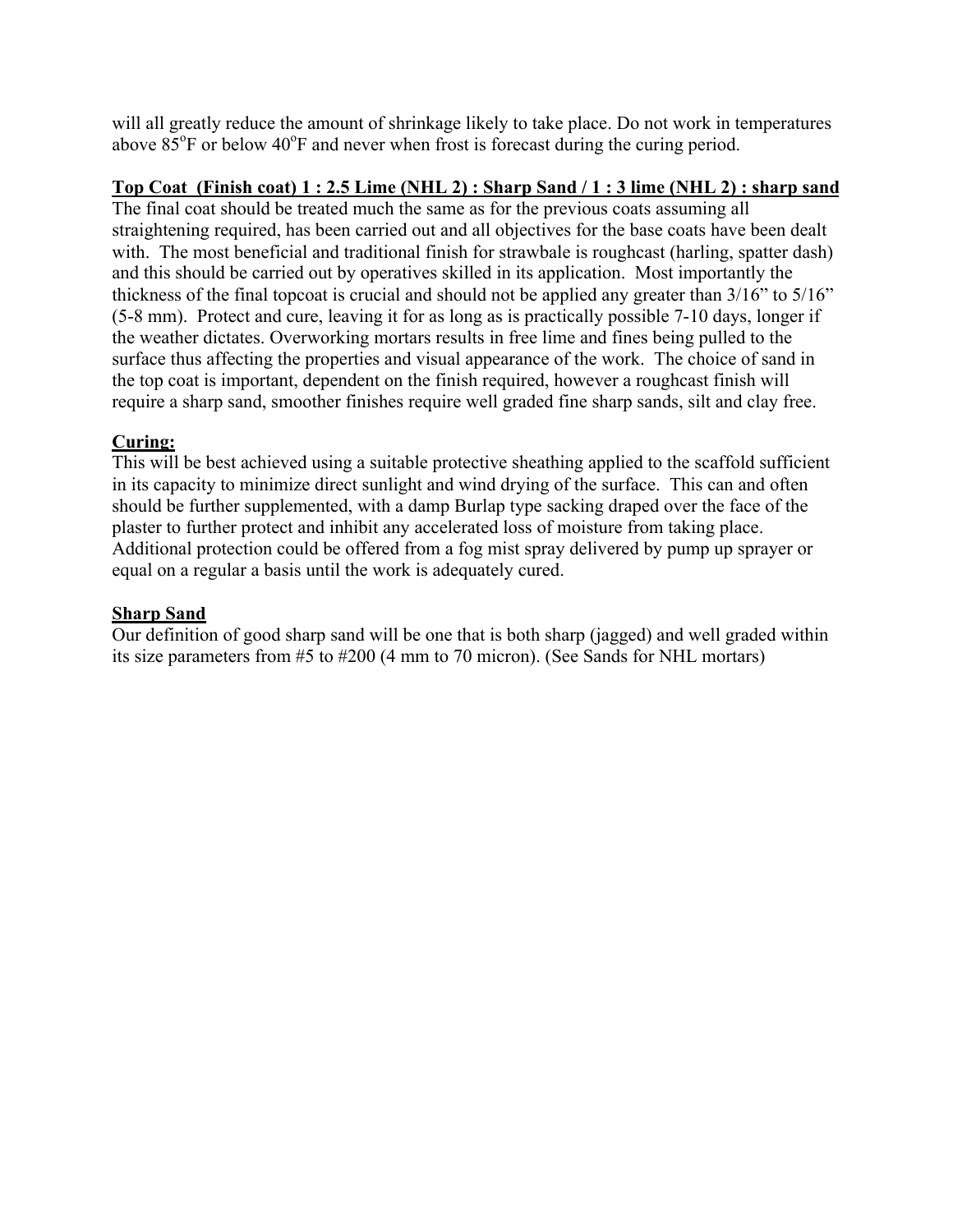will all greatly reduce the amount of shrinkage likely to take place. Do not work in temperatures above 85°F or below 40°F and never when frost is forecast during the curing period.

**Top Coat (Finish coat) 1 : 2.5 Lime (NHL 2) : Sharp Sand / 1 : 3 lime (NHL 2) : sharp sand**

The final coat should be treated much the same as for the previous coats assuming all straightening required, has been carried out and all objectives for the base coats have been dealt with. The most beneficial and traditional finish for strawbale is roughcast (harling, spatter dash) and this should be carried out by operatives skilled in its application. Most importantly the thickness of the final topcoat is crucial and should not be applied any greater than 3/16" to 5/16" (5-8 mm). Protect and cure, leaving it for as long as is practically possible 7-10 days, longer if the weather dictates. Overworking mortars results in free lime and fines being pulled to the surface thus affecting the properties and visual appearance of the work. The choice of sand in the top coat is important, dependent on the finish required, however a roughcast finish will require a sharp sand, smoother finishes require well graded fine sharp sands, silt and clay free.

**Curing:**

This will be best achieved using a suitable protective sheathing applied to the scaffold sufficient in its capacity to minimize direct sunlight and wind drying of the surface. This can and often should be further supplemented, with a damp Burlap type sacking draped over the face of the plaster to further protect and inhibit any accelerated loss of moisture from taking place. Additional protection could be offered from a fog mist spray delivered by pump up sprayer or equal on a regular a basis until the work is adequately cured.

**Sharp Sand**

Our definition of good sharp sand will be one that is both sharp (jagged) and well graded within its size parameters from #5 to #200 (4 mm to 70 micron). (See Sands for NHL mortars)